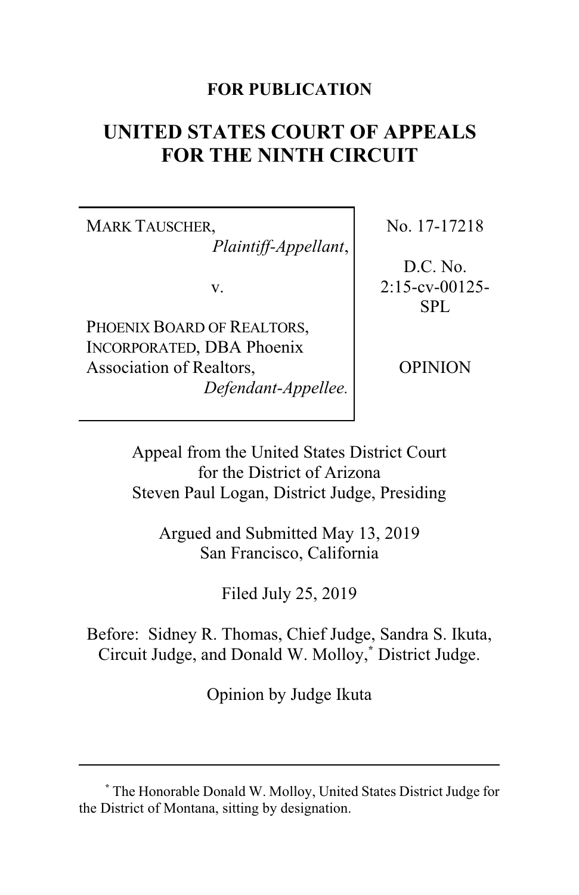**FOR PUBLICATION**

# UNITED STATES COURT OF APPEALS FOR THE NINTH CIRCUIT

| | |
|---|---|
| MARK TAUSCHER, *Plaintiff-Appellant*, v. PHOENIX BOARD OF REALTORS, INCORPORATED, DBA Phoenix Association of Realtors, *Defendant-Appellee.* | No. 17-17218 D.C. No. 2:15-cv-00125-SPL OPINION |

Appeal from the United States District Court for the District of Arizona
Steven Paul Logan, District Judge, Presiding

Argued and Submitted May 13, 2019
San Francisco, California

Filed July 25, 2019

Before: Sidney R. Thomas, Chief Judge, Sandra S. Ikuta, Circuit Judge, and Donald W. Molloy,* District Judge.

Opinion by Judge Ikuta

---

* The Honorable Donald W. Molloy, United States District Judge for the District of Montana, sitting by designation.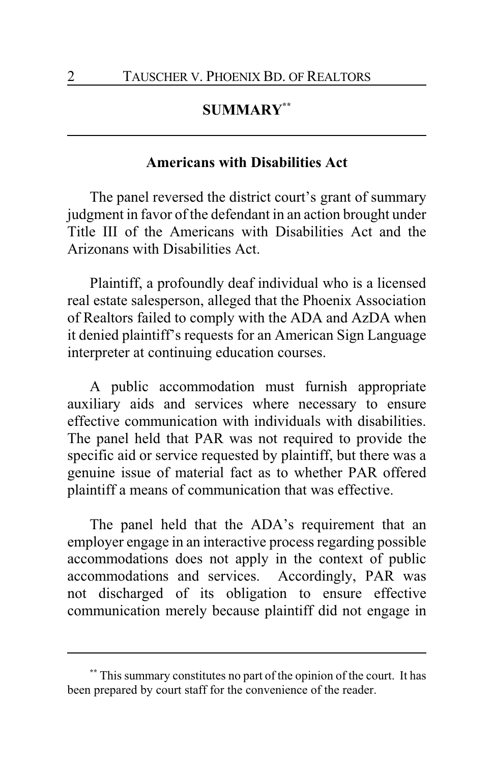## SUMMARY[**]

### Americans with Disabilities Act

The panel reversed the district court's grant of summary judgment in favor of the defendant in an action brought under Title III of the Americans with Disabilities Act and the Arizonans with Disabilities Act.

Plaintiff, a profoundly deaf individual who is a licensed real estate salesperson, alleged that the Phoenix Association of Realtors failed to comply with the ADA and AzDA when it denied plaintiff's requests for an American Sign Language interpreter at continuing education courses.

A public accommodation must furnish appropriate auxiliary aids and services where necessary to ensure effective communication with individuals with disabilities. The panel held that PAR was not required to provide the specific aid or service requested by plaintiff, but there was a genuine issue of material fact as to whether PAR offered plaintiff a means of communication that was effective.

The panel held that the ADA's requirement that an employer engage in an interactive process regarding possible accommodations does not apply in the context of public accommodations and services. Accordingly, PAR was not discharged of its obligation to ensure effective communication merely because plaintiff did not engage in

---

[**] This summary constitutes no part of the opinion of the court. It has been prepared by court staff for the convenience of the reader.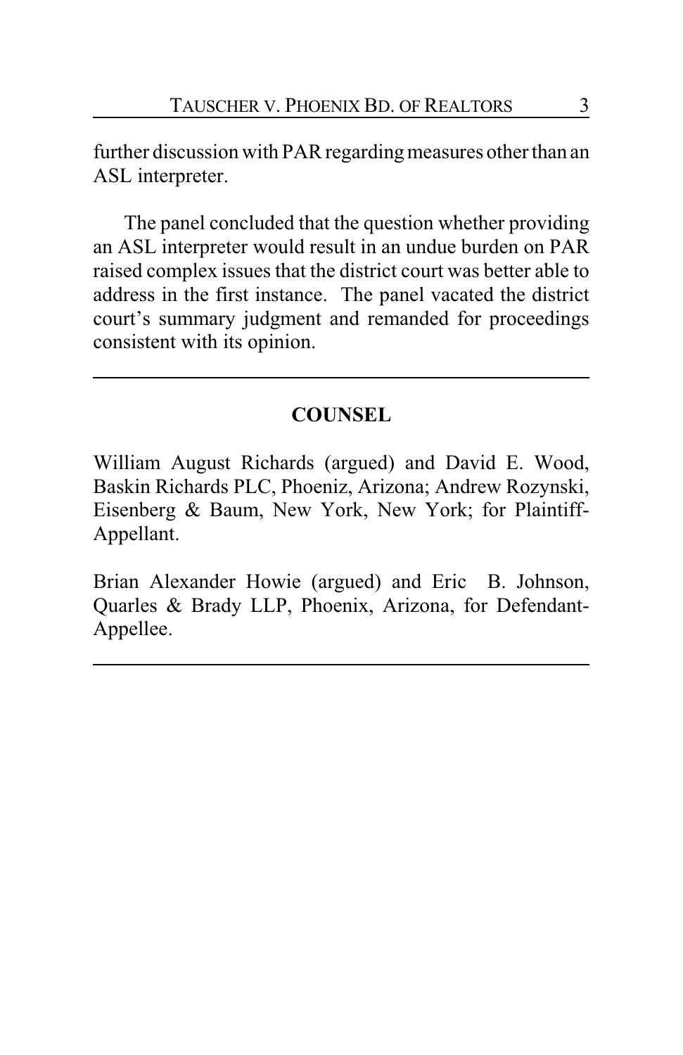further discussion with PAR regarding measures other than an ASL interpreter.

The panel concluded that the question whether providing an ASL interpreter would result in an undue burden on PAR raised complex issues that the district court was better able to address in the first instance. The panel vacated the district court's summary judgment and remanded for proceedings consistent with its opinion.

---

## COUNSEL

William August Richards (argued) and David E. Wood, Baskin Richards PLC, Phoeniz, Arizona; Andrew Rozynski, Eisenberg & Baum, New York, New York; for Plaintiff-Appellant.

Brian Alexander Howie (argued) and Eric B. Johnson, Quarles & Brady LLP, Phoenix, Arizona, for Defendant-Appellee.

---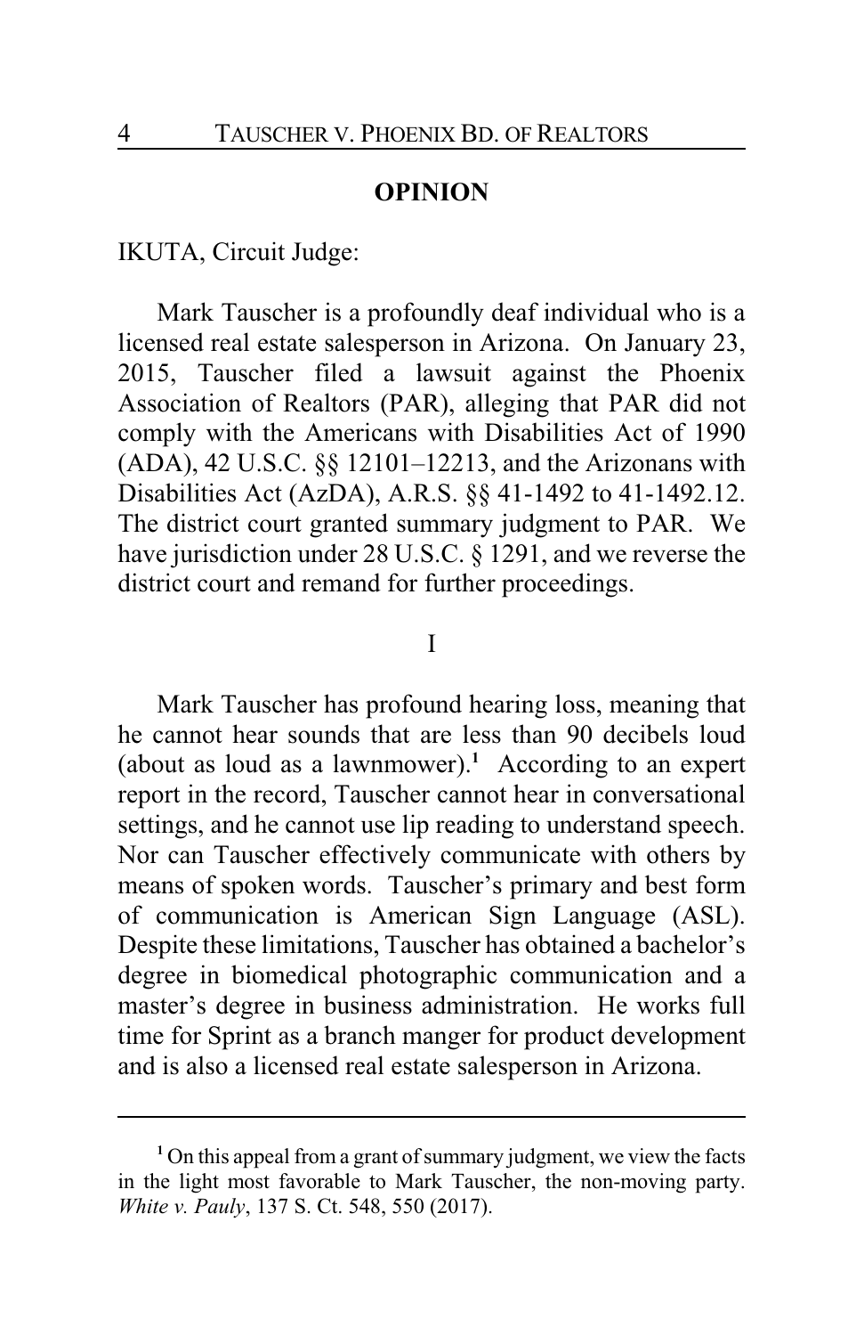## OPINION

IKUTA, Circuit Judge:

Mark Tauscher is a profoundly deaf individual who is a licensed real estate salesperson in Arizona. On January 23, 2015, Tauscher filed a lawsuit against the Phoenix Association of Realtors (PAR), alleging that PAR did not comply with the Americans with Disabilities Act of 1990 (ADA), 42 U.S.C. §§ 12101–12213, and the Arizonans with Disabilities Act (AzDA), A.R.S. §§ 41-1492 to 41-1492.12. The district court granted summary judgment to PAR. We have jurisdiction under 28 U.S.C. § 1291, and we reverse the district court and remand for further proceedings.

I

Mark Tauscher has profound hearing loss, meaning that he cannot hear sounds that are less than 90 decibels loud (about as loud as a lawnmower).[1] According to an expert report in the record, Tauscher cannot hear in conversational settings, and he cannot use lip reading to understand speech. Nor can Tauscher effectively communicate with others by means of spoken words. Tauscher's primary and best form of communication is American Sign Language (ASL). Despite these limitations, Tauscher has obtained a bachelor's degree in biomedical photographic communication and a master's degree in business administration. He works full time for Sprint as a branch manger for product development and is also a licensed real estate salesperson in Arizona.

---

[1] On this appeal from a grant of summary judgment, we view the facts in the light most favorable to Mark Tauscher, the non-moving party. *White v. Pauly*, 137 S. Ct. 548, 550 (2017).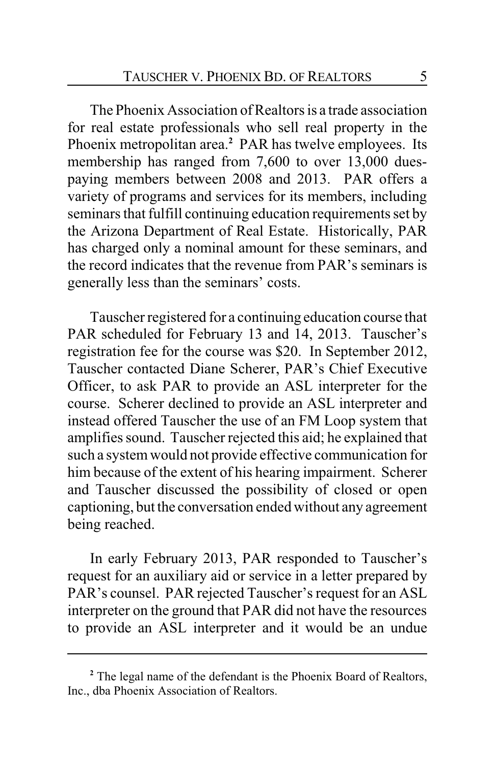The Phoenix Association of Realtors is a trade association for real estate professionals who sell real property in the Phoenix metropolitan area.[2] PAR has twelve employees. Its membership has ranged from 7,600 to over 13,000 dues-paying members between 2008 and 2013. PAR offers a variety of programs and services for its members, including seminars that fulfill continuing education requirements set by the Arizona Department of Real Estate. Historically, PAR has charged only a nominal amount for these seminars, and the record indicates that the revenue from PAR's seminars is generally less than the seminars' costs.

Tauscher registered for a continuing education course that PAR scheduled for February 13 and 14, 2013. Tauscher's registration fee for the course was $20. In September 2012, Tauscher contacted Diane Scherer, PAR's Chief Executive Officer, to ask PAR to provide an ASL interpreter for the course. Scherer declined to provide an ASL interpreter and instead offered Tauscher the use of an FM Loop system that amplifies sound. Tauscher rejected this aid; he explained that such a system would not provide effective communication for him because of the extent of his hearing impairment. Scherer and Tauscher discussed the possibility of closed or open captioning, but the conversation ended without any agreement being reached.

In early February 2013, PAR responded to Tauscher's request for an auxiliary aid or service in a letter prepared by PAR's counsel. PAR rejected Tauscher's request for an ASL interpreter on the ground that PAR did not have the resources to provide an ASL interpreter and it would be an undue

---

[2] The legal name of the defendant is the Phoenix Board of Realtors, Inc., dba Phoenix Association of Realtors.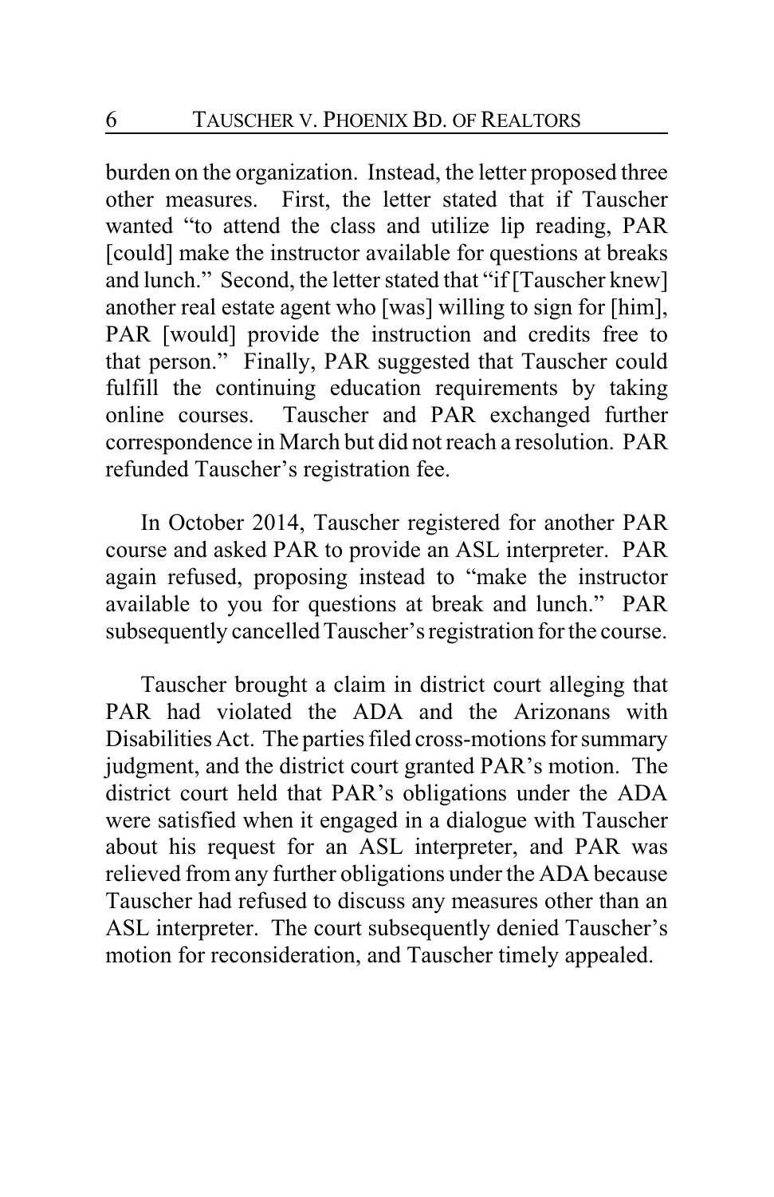burden on the organization. Instead, the letter proposed three other measures. First, the letter stated that if Tauscher wanted "to attend the class and utilize lip reading, PAR [could] make the instructor available for questions at breaks and lunch." Second, the letter stated that "if [Tauscher knew] another real estate agent who [was] willing to sign for [him], PAR [would] provide the instruction and credits free to that person." Finally, PAR suggested that Tauscher could fulfill the continuing education requirements by taking online courses. Tauscher and PAR exchanged further correspondence in March but did not reach a resolution. PAR refunded Tauscher's registration fee.

In October 2014, Tauscher registered for another PAR course and asked PAR to provide an ASL interpreter. PAR again refused, proposing instead to "make the instructor available to you for questions at break and lunch." PAR subsequently cancelled Tauscher's registration for the course.

Tauscher brought a claim in district court alleging that PAR had violated the ADA and the Arizonans with Disabilities Act. The parties filed cross-motions for summary judgment, and the district court granted PAR's motion. The district court held that PAR's obligations under the ADA were satisfied when it engaged in a dialogue with Tauscher about his request for an ASL interpreter, and PAR was relieved from any further obligations under the ADA because Tauscher had refused to discuss any measures other than an ASL interpreter. The court subsequently denied Tauscher's motion for reconsideration, and Tauscher timely appealed.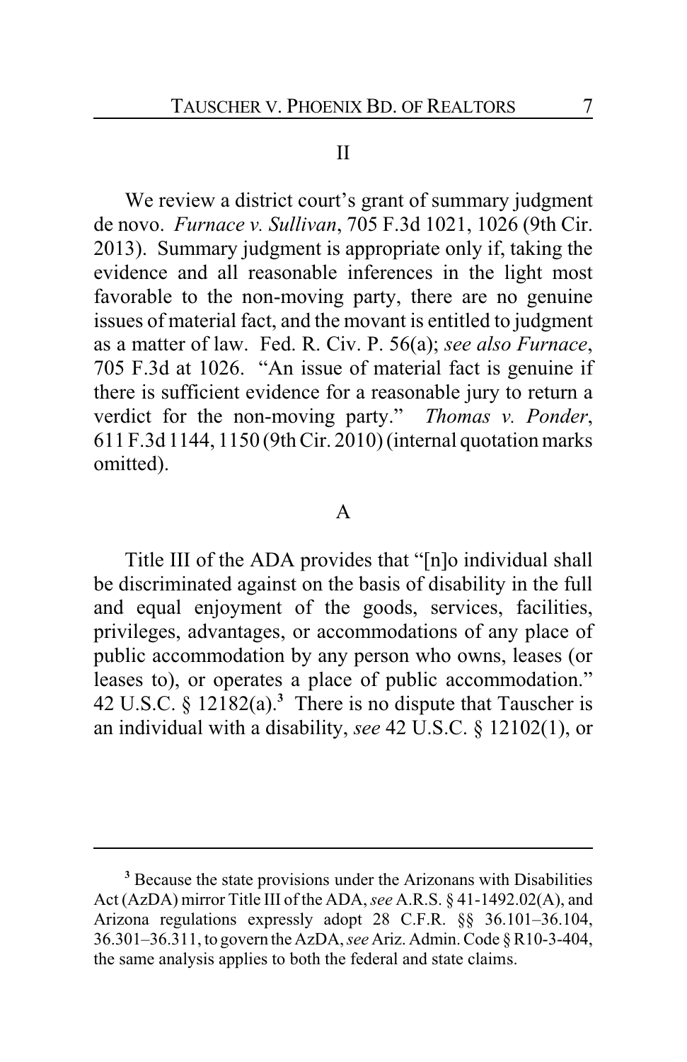## II

We review a district court's grant of summary judgment de novo. *Furnace v. Sullivan*, 705 F.3d 1021, 1026 (9th Cir. 2013). Summary judgment is appropriate only if, taking the evidence and all reasonable inferences in the light most favorable to the non-moving party, there are no genuine issues of material fact, and the movant is entitled to judgment as a matter of law. Fed. R. Civ. P. 56(a); *see also Furnace*, 705 F.3d at 1026. "An issue of material fact is genuine if there is sufficient evidence for a reasonable jury to return a verdict for the non-moving party." *Thomas v. Ponder*, 611 F.3d 1144, 1150 (9th Cir. 2010) (internal quotation marks omitted).

### A

Title III of the ADA provides that "[n]o individual shall be discriminated against on the basis of disability in the full and equal enjoyment of the goods, services, facilities, privileges, advantages, or accommodations of any place of public accommodation by any person who owns, leases (or leases to), or operates a place of public accommodation." 42 U.S.C. § 12182(a).[3] There is no dispute that Tauscher is an individual with a disability, *see* 42 U.S.C. § 12102(1), or

---

[3] Because the state provisions under the Arizonans with Disabilities Act (AzDA) mirror Title III of the ADA, *see* A.R.S. § 41-1492.02(A), and Arizona regulations expressly adopt 28 C.F.R. §§ 36.101–36.104, 36.301–36.311, to govern the AzDA, *see* Ariz. Admin. Code § R10-3-404, the same analysis applies to both the federal and state claims.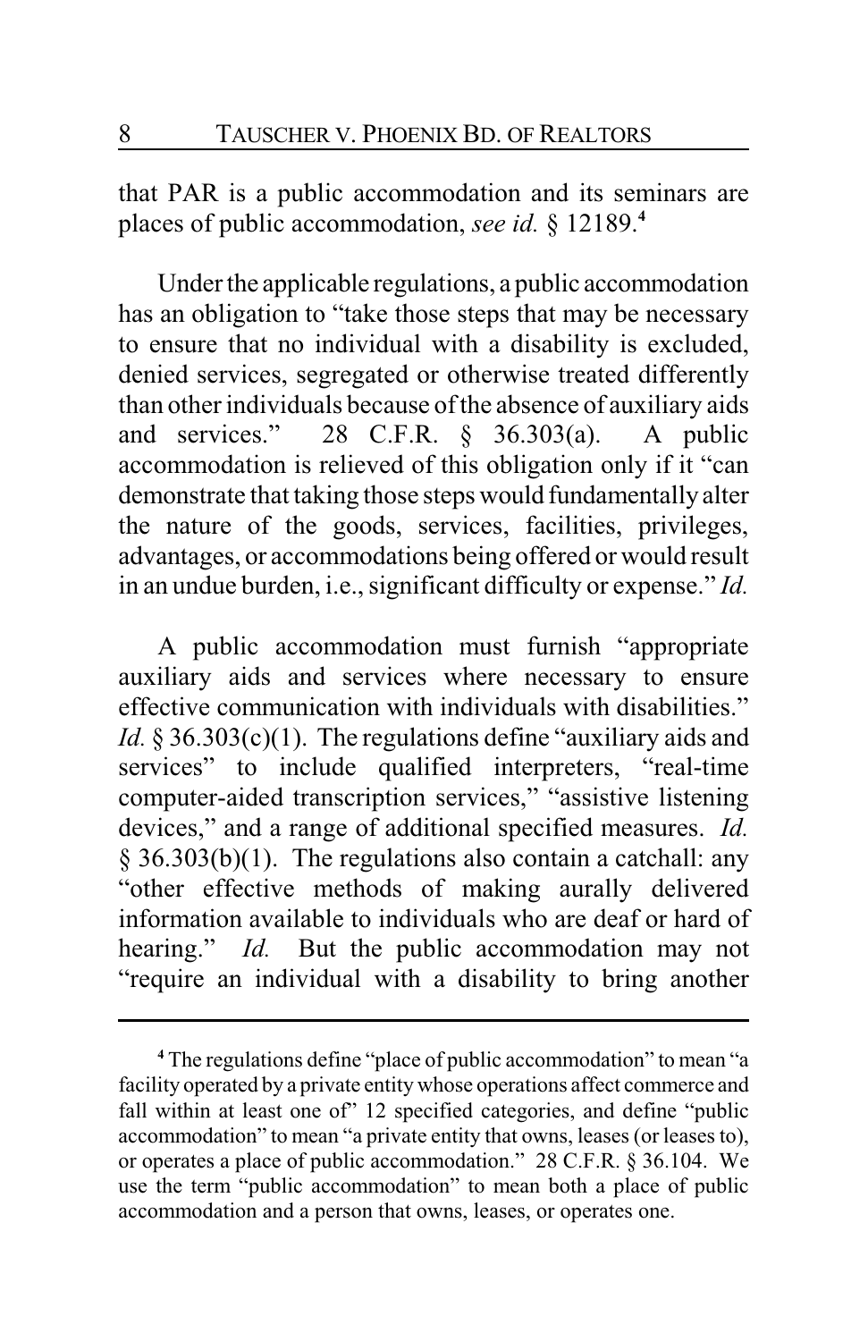that PAR is a public accommodation and its seminars are places of public accommodation, *see id.* § 12189.[4]

Under the applicable regulations, a public accommodation has an obligation to "take those steps that may be necessary to ensure that no individual with a disability is excluded, denied services, segregated or otherwise treated differently than other individuals because of the absence of auxiliary aids and services." 28 C.F.R. § 36.303(a). A public accommodation is relieved of this obligation only if it "can demonstrate that taking those steps would fundamentally alter the nature of the goods, services, facilities, privileges, advantages, or accommodations being offered or would result in an undue burden, i.e., significant difficulty or expense." *Id.*

A public accommodation must furnish "appropriate auxiliary aids and services where necessary to ensure effective communication with individuals with disabilities." *Id.* § 36.303(c)(1). The regulations define "auxiliary aids and services" to include qualified interpreters, "real-time computer-aided transcription services," "assistive listening devices," and a range of additional specified measures. *Id.* § 36.303(b)(1). The regulations also contain a catchall: any "other effective methods of making aurally delivered information available to individuals who are deaf or hard of hearing." *Id.* But the public accommodation may not "require an individual with a disability to bring another

---

[4] The regulations define "place of public accommodation" to mean "a facility operated by a private entity whose operations affect commerce and fall within at least one of" 12 specified categories, and define "public accommodation" to mean "a private entity that owns, leases (or leases to), or operates a place of public accommodation." 28 C.F.R. § 36.104. We use the term "public accommodation" to mean both a place of public accommodation and a person that owns, leases, or operates one.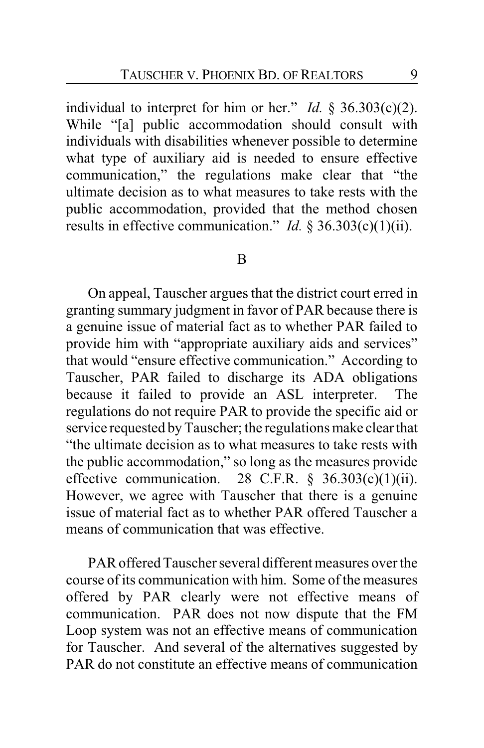individual to interpret for him or her." *Id.* § 36.303(c)(2). While "[a] public accommodation should consult with individuals with disabilities whenever possible to determine what type of auxiliary aid is needed to ensure effective communication," the regulations make clear that "the ultimate decision as to what measures to take rests with the public accommodation, provided that the method chosen results in effective communication." *Id.* § 36.303(c)(1)(ii).

### B

On appeal, Tauscher argues that the district court erred in granting summary judgment in favor of PAR because there is a genuine issue of material fact as to whether PAR failed to provide him with "appropriate auxiliary aids and services" that would "ensure effective communication." According to Tauscher, PAR failed to discharge its ADA obligations because it failed to provide an ASL interpreter. The regulations do not require PAR to provide the specific aid or service requested by Tauscher; the regulations make clear that "the ultimate decision as to what measures to take rests with the public accommodation," so long as the measures provide effective communication. 28 C.F.R. § 36.303(c)(1)(ii). However, we agree with Tauscher that there is a genuine issue of material fact as to whether PAR offered Tauscher a means of communication that was effective.

PAR offered Tauscher several different measures over the course of its communication with him. Some of the measures offered by PAR clearly were not effective means of communication. PAR does not now dispute that the FM Loop system was not an effective means of communication for Tauscher. And several of the alternatives suggested by PAR do not constitute an effective means of communication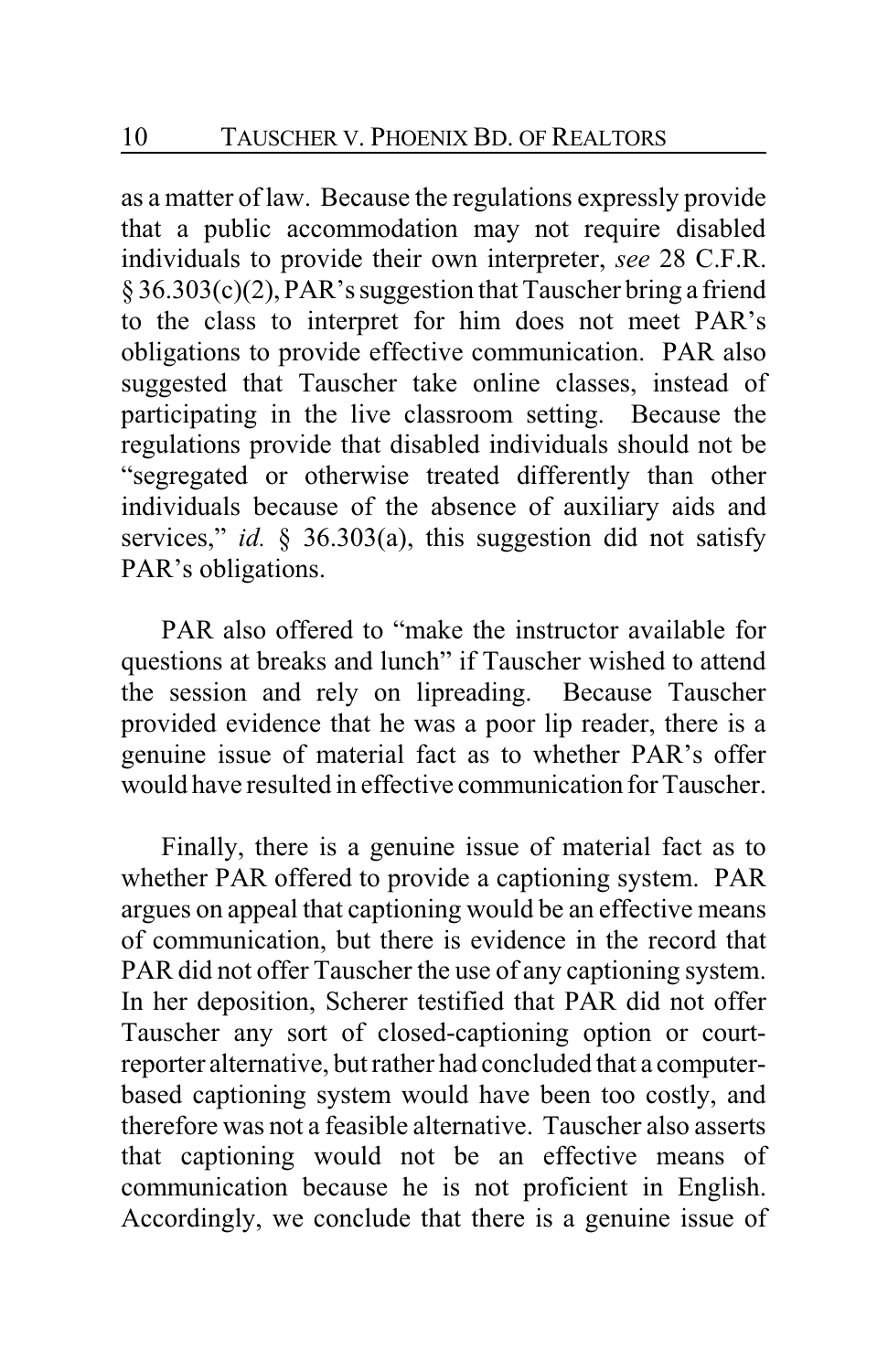as a matter of law. Because the regulations expressly provide that a public accommodation may not require disabled individuals to provide their own interpreter, *see* 28 C.F.R. § 36.303(c)(2), PAR's suggestion that Tauscher bring a friend to the class to interpret for him does not meet PAR's obligations to provide effective communication. PAR also suggested that Tauscher take online classes, instead of participating in the live classroom setting. Because the regulations provide that disabled individuals should not be "segregated or otherwise treated differently than other individuals because of the absence of auxiliary aids and services," *id.* § 36.303(a), this suggestion did not satisfy PAR's obligations.

PAR also offered to "make the instructor available for questions at breaks and lunch" if Tauscher wished to attend the session and rely on lipreading. Because Tauscher provided evidence that he was a poor lip reader, there is a genuine issue of material fact as to whether PAR's offer would have resulted in effective communication for Tauscher.

Finally, there is a genuine issue of material fact as to whether PAR offered to provide a captioning system. PAR argues on appeal that captioning would be an effective means of communication, but there is evidence in the record that PAR did not offer Tauscher the use of any captioning system. In her deposition, Scherer testified that PAR did not offer Tauscher any sort of closed-captioning option or court-reporter alternative, but rather had concluded that a computer-based captioning system would have been too costly, and therefore was not a feasible alternative. Tauscher also asserts that captioning would not be an effective means of communication because he is not proficient in English. Accordingly, we conclude that there is a genuine issue of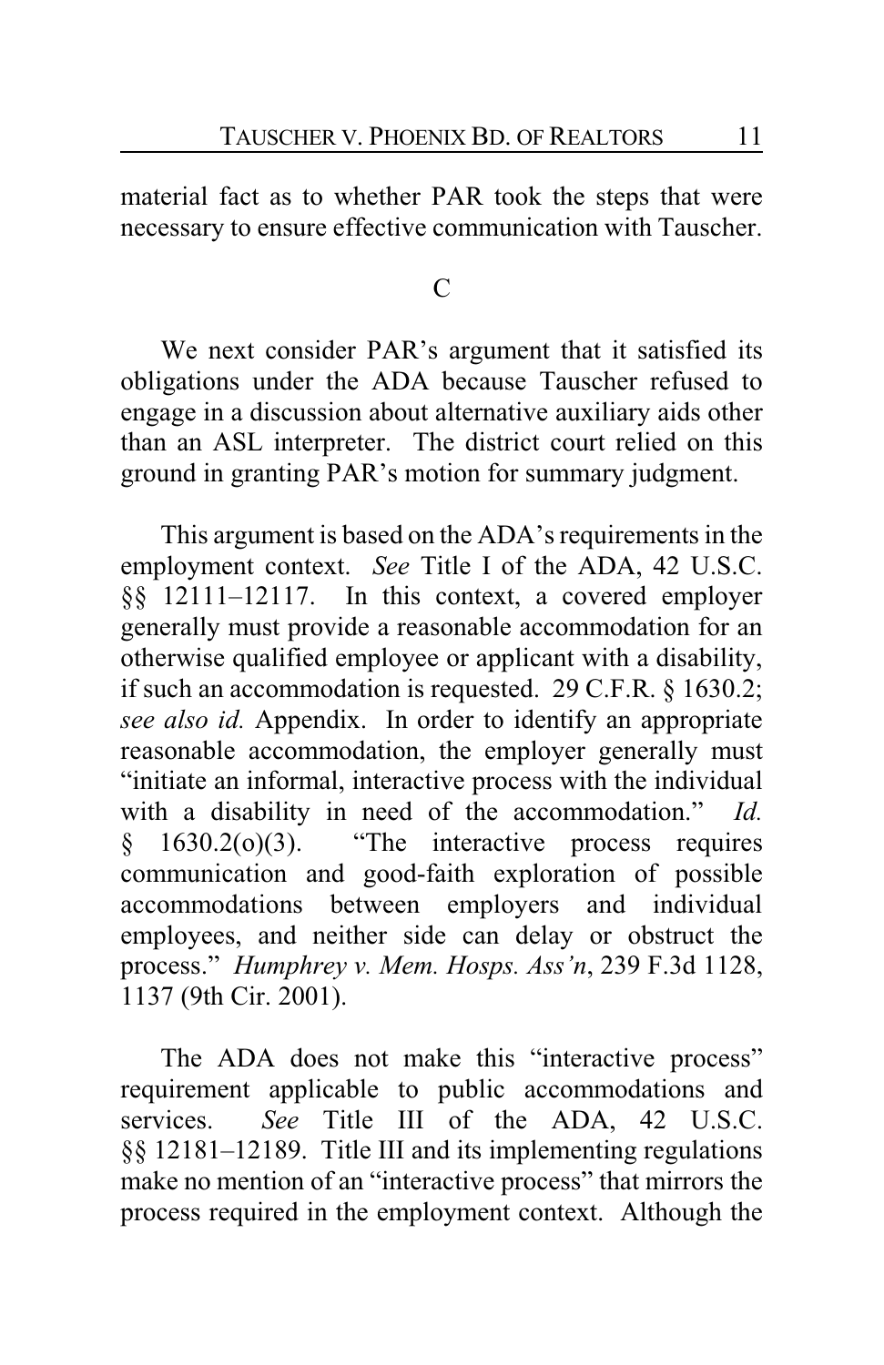material fact as to whether PAR took the steps that were necessary to ensure effective communication with Tauscher.

## C

We next consider PAR's argument that it satisfied its obligations under the ADA because Tauscher refused to engage in a discussion about alternative auxiliary aids other than an ASL interpreter. The district court relied on this ground in granting PAR's motion for summary judgment.

This argument is based on the ADA's requirements in the employment context. *See* Title I of the ADA, 42 U.S.C. §§ 12111–12117. In this context, a covered employer generally must provide a reasonable accommodation for an otherwise qualified employee or applicant with a disability, if such an accommodation is requested. 29 C.F.R. § 1630.2; *see also id.* Appendix. In order to identify an appropriate reasonable accommodation, the employer generally must "initiate an informal, interactive process with the individual with a disability in need of the accommodation." *Id.* § 1630.2(o)(3). "The interactive process requires communication and good-faith exploration of possible accommodations between employers and individual employees, and neither side can delay or obstruct the process." *Humphrey v. Mem. Hosps. Ass'n*, 239 F.3d 1128, 1137 (9th Cir. 2001).

The ADA does not make this "interactive process" requirement applicable to public accommodations and services. *See* Title III of the ADA, 42 U.S.C. §§ 12181–12189. Title III and its implementing regulations make no mention of an "interactive process" that mirrors the process required in the employment context. Although the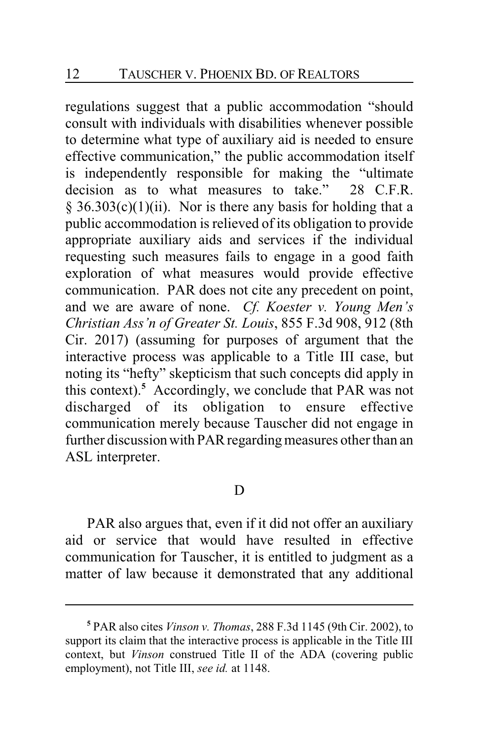regulations suggest that a public accommodation "should consult with individuals with disabilities whenever possible to determine what type of auxiliary aid is needed to ensure effective communication," the public accommodation itself is independently responsible for making the "ultimate decision as to what measures to take." 28 C.F.R. § 36.303(c)(1)(ii). Nor is there any basis for holding that a public accommodation is relieved of its obligation to provide appropriate auxiliary aids and services if the individual requesting such measures fails to engage in a good faith exploration of what measures would provide effective communication. PAR does not cite any precedent on point, and we are aware of none. *Cf. Koester v. Young Men's Christian Ass'n of Greater St. Louis*, 855 F.3d 908, 912 (8th Cir. 2017) (assuming for purposes of argument that the interactive process was applicable to a Title III case, but noting its "hefty" skepticism that such concepts did apply in this context).[5] Accordingly, we conclude that PAR was not discharged of its obligation to ensure effective communication merely because Tauscher did not engage in further discussion with PAR regarding measures other than an ASL interpreter.

## D

PAR also argues that, even if it did not offer an auxiliary aid or service that would have resulted in effective communication for Tauscher, it is entitled to judgment as a matter of law because it demonstrated that any additional

---

[5] PAR also cites *Vinson v. Thomas*, 288 F.3d 1145 (9th Cir. 2002), to support its claim that the interactive process is applicable in the Title III context, but *Vinson* construed Title II of the ADA (covering public employment), not Title III, *see id.* at 1148.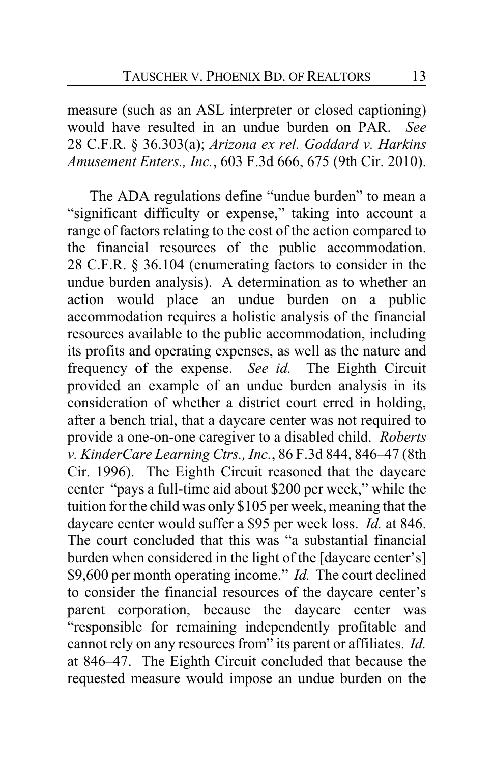measure (such as an ASL interpreter or closed captioning) would have resulted in an undue burden on PAR. *See* 28 C.F.R. § 36.303(a); *Arizona ex rel. Goddard v. Harkins Amusement Enters., Inc.*, 603 F.3d 666, 675 (9th Cir. 2010).

The ADA regulations define "undue burden" to mean a "significant difficulty or expense," taking into account a range of factors relating to the cost of the action compared to the financial resources of the public accommodation. 28 C.F.R. § 36.104 (enumerating factors to consider in the undue burden analysis). A determination as to whether an action would place an undue burden on a public accommodation requires a holistic analysis of the financial resources available to the public accommodation, including its profits and operating expenses, as well as the nature and frequency of the expense. *See id.* The Eighth Circuit provided an example of an undue burden analysis in its consideration of whether a district court erred in holding, after a bench trial, that a daycare center was not required to provide a one-on-one caregiver to a disabled child. *Roberts v. KinderCare Learning Ctrs., Inc.*, 86 F.3d 844, 846–47 (8th Cir. 1996). The Eighth Circuit reasoned that the daycare center "pays a full-time aid about $200 per week," while the tuition for the child was only $105 per week, meaning that the daycare center would suffer a $95 per week loss. *Id.* at 846. The court concluded that this was "a substantial financial burden when considered in the light of the [daycare center's] $9,600 per month operating income." *Id.* The court declined to consider the financial resources of the daycare center's parent corporation, because the daycare center was "responsible for remaining independently profitable and cannot rely on any resources from" its parent or affiliates. *Id.* at 846–47. The Eighth Circuit concluded that because the requested measure would impose an undue burden on the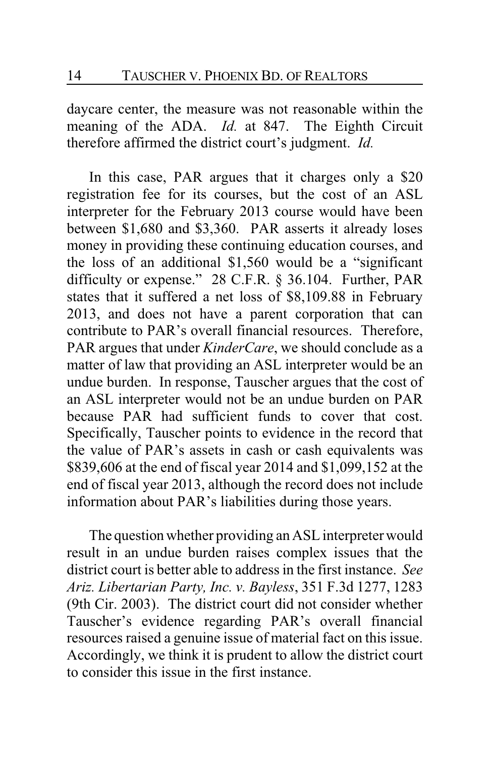daycare center, the measure was not reasonable within the meaning of the ADA. *Id.* at 847. The Eighth Circuit therefore affirmed the district court's judgment. *Id.*

In this case, PAR argues that it charges only a $20 registration fee for its courses, but the cost of an ASL interpreter for the February 2013 course would have been between $1,680 and $3,360. PAR asserts it already loses money in providing these continuing education courses, and the loss of an additional $1,560 would be a "significant difficulty or expense." 28 C.F.R. § 36.104. Further, PAR states that it suffered a net loss of $8,109.88 in February 2013, and does not have a parent corporation that can contribute to PAR's overall financial resources. Therefore, PAR argues that under *KinderCare*, we should conclude as a matter of law that providing an ASL interpreter would be an undue burden. In response, Tauscher argues that the cost of an ASL interpreter would not be an undue burden on PAR because PAR had sufficient funds to cover that cost. Specifically, Tauscher points to evidence in the record that the value of PAR's assets in cash or cash equivalents was $839,606 at the end of fiscal year 2014 and $1,099,152 at the end of fiscal year 2013, although the record does not include information about PAR's liabilities during those years.

The question whether providing an ASL interpreter would result in an undue burden raises complex issues that the district court is better able to address in the first instance. *See Ariz. Libertarian Party, Inc. v. Bayless*, 351 F.3d 1277, 1283 (9th Cir. 2003). The district court did not consider whether Tauscher's evidence regarding PAR's overall financial resources raised a genuine issue of material fact on this issue. Accordingly, we think it is prudent to allow the district court to consider this issue in the first instance.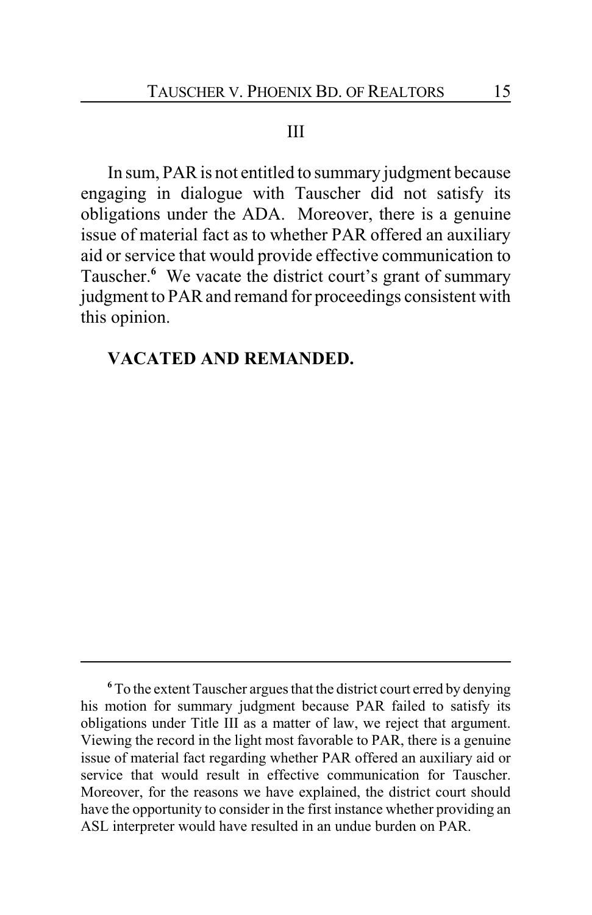## III

In sum, PAR is not entitled to summary judgment because engaging in dialogue with Tauscher did not satisfy its obligations under the ADA. Moreover, there is a genuine issue of material fact as to whether PAR offered an auxiliary aid or service that would provide effective communication to Tauscher.[6] We vacate the district court's grant of summary judgment to PAR and remand for proceedings consistent with this opinion.

**VACATED AND REMANDED.**

---

[6] To the extent Tauscher argues that the district court erred by denying his motion for summary judgment because PAR failed to satisfy its obligations under Title III as a matter of law, we reject that argument. Viewing the record in the light most favorable to PAR, there is a genuine issue of material fact regarding whether PAR offered an auxiliary aid or service that would result in effective communication for Tauscher. Moreover, for the reasons we have explained, the district court should have the opportunity to consider in the first instance whether providing an ASL interpreter would have resulted in an undue burden on PAR.